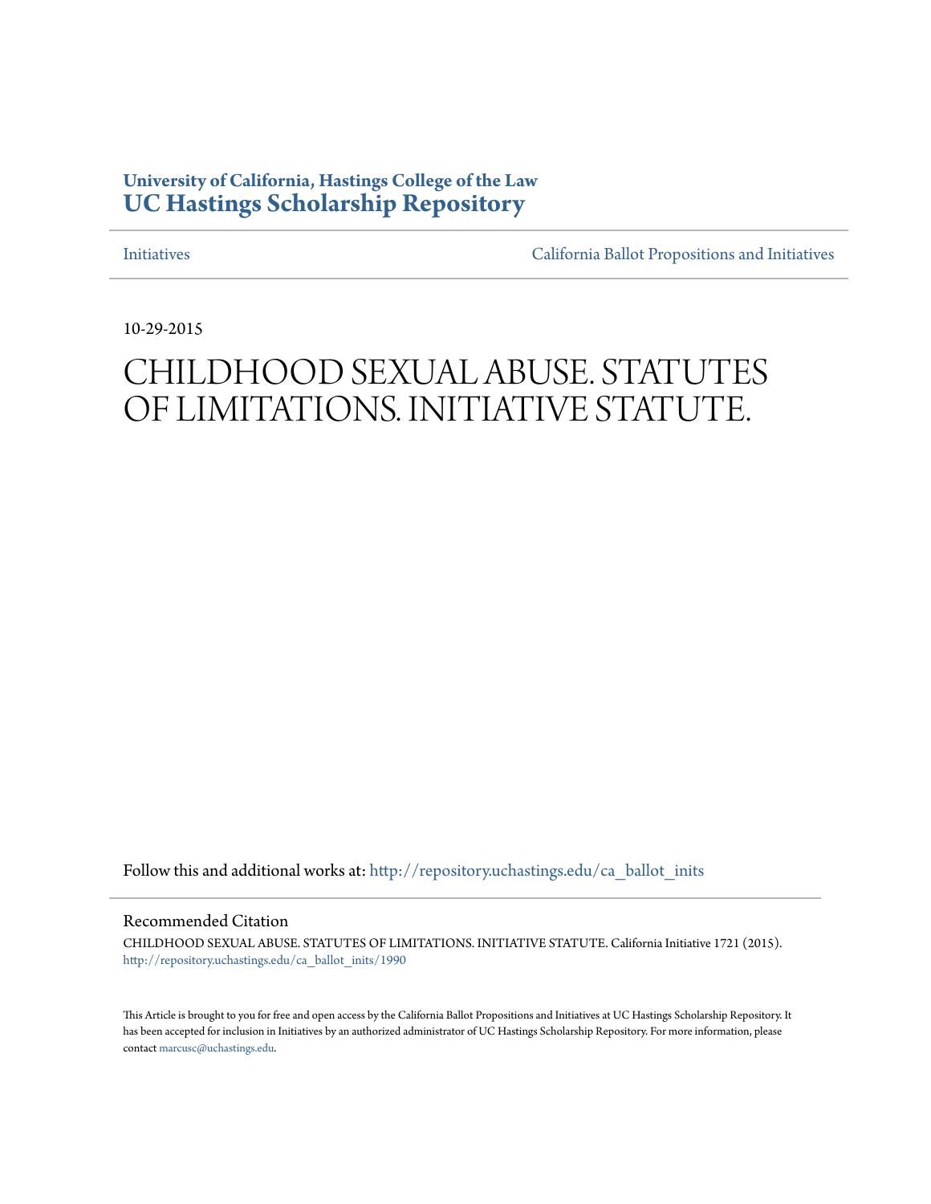**University of California, Hastings College of the Law**
**UC Hastings Scholarship Repository**

Initiatives | California Ballot Propositions and Initiatives

10-29-2015

# CHILDHOOD SEXUAL ABUSE. STATUTES OF LIMITATIONS. INITIATIVE STATUTE.

Follow this and additional works at: http://repository.uchastings.edu/ca_ballot_inits

## Recommended Citation

CHILDHOOD SEXUAL ABUSE. STATUTES OF LIMITATIONS. INITIATIVE STATUTE. California Initiative 1721 (2015).
http://repository.uchastings.edu/ca_ballot_inits/1990

This Article is brought to you for free and open access by the California Ballot Propositions and Initiatives at UC Hastings Scholarship Repository. It has been accepted for inclusion in Initiatives by an authorized administrator of UC Hastings Scholarship Repository. For more information, please contact marcusc@uchastings.edu.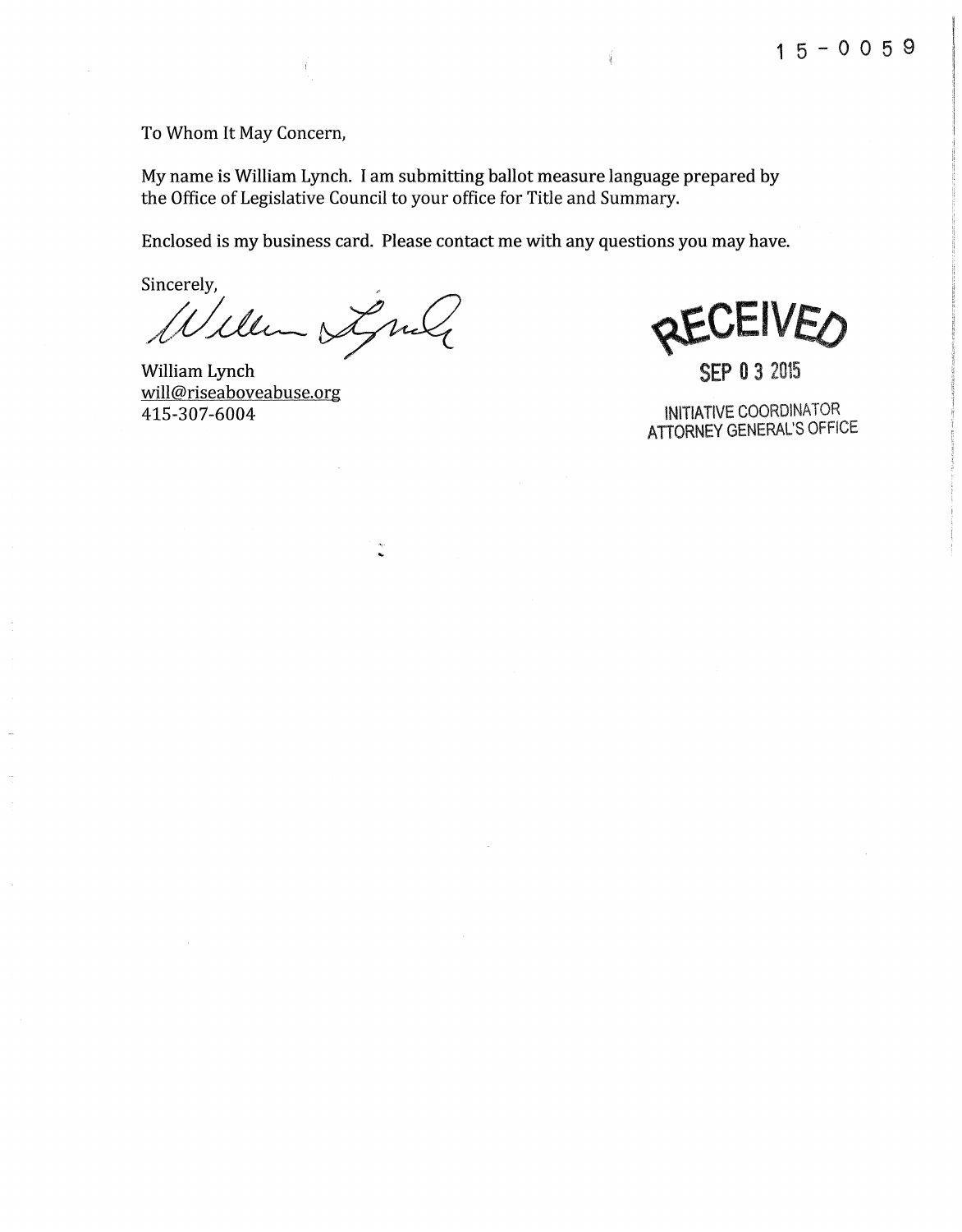15-0059

To Whom It May Concern,

My name is William Lynch. I am submitting ballot measure language prepared by the Office of Legislative Council to your office for Title and Summary.

Enclosed is my business card. Please contact me with any questions you may have.

Sincerely,

William Lynch
will@riseaboveabuse.org
415-307-6004

RECEIVED
SEP 03 2015
INITIATIVE COORDINATOR
ATTORNEY GENERAL'S OFFICE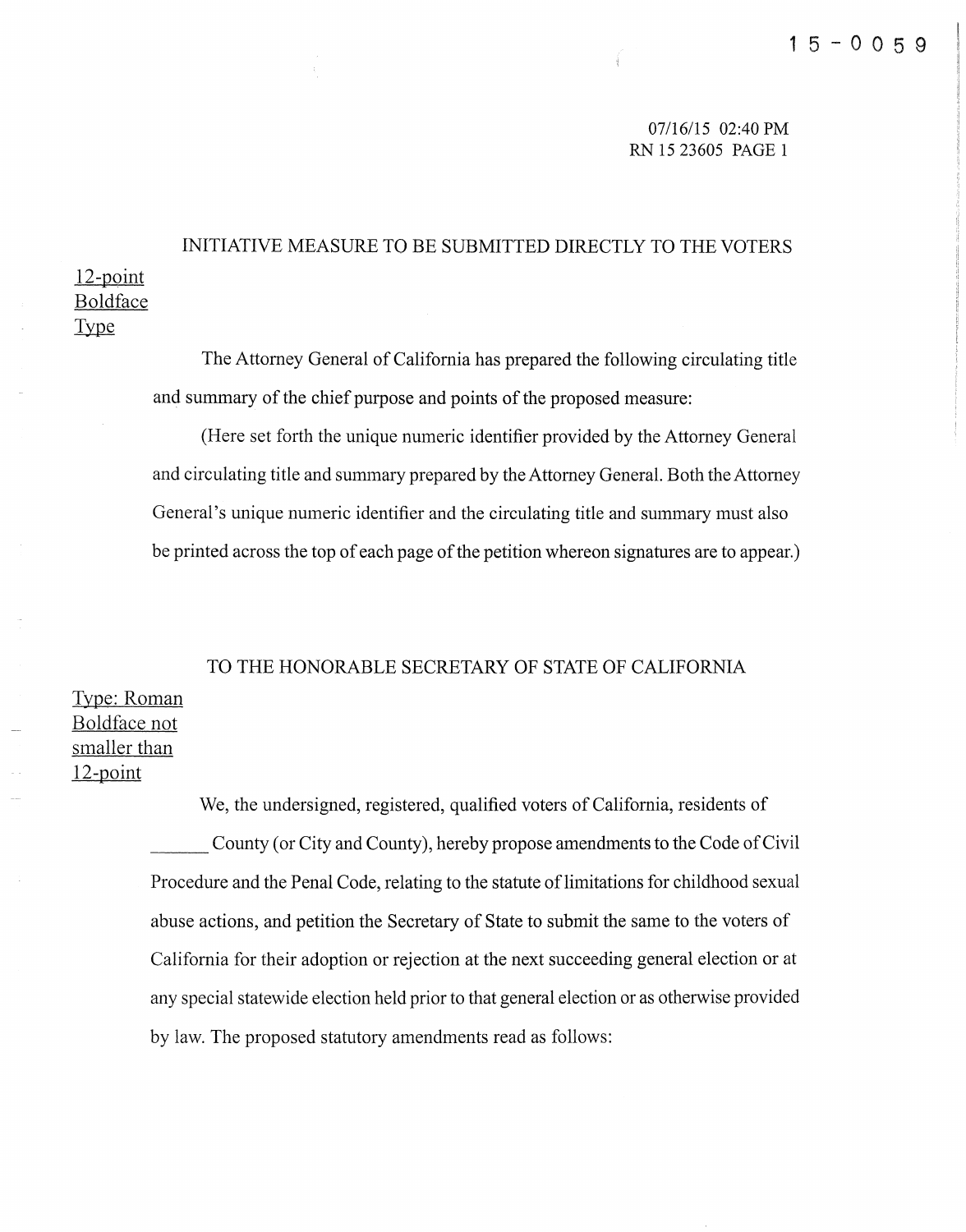15-0059

07/16/15 02:40 PM
RN 15 23605 PAGE 1

# INITIATIVE MEASURE TO BE SUBMITTED DIRECTLY TO THE VOTERS

12-point Boldface Type

The Attorney General of California has prepared the following circulating title and summary of the chief purpose and points of the proposed measure:

(Here set forth the unique numeric identifier provided by the Attorney General and circulating title and summary prepared by the Attorney General. Both the Attorney General's unique numeric identifier and the circulating title and summary must also be printed across the top of each page of the petition whereon signatures are to appear.)

## TO THE HONORABLE SECRETARY OF STATE OF CALIFORNIA

Type: Roman Boldface not smaller than 12-point

We, the undersigned, registered, qualified voters of California, residents of ______ County (or City and County), hereby propose amendments to the Code of Civil Procedure and the Penal Code, relating to the statute of limitations for childhood sexual abuse actions, and petition the Secretary of State to submit the same to the voters of California for their adoption or rejection at the next succeeding general election or at any special statewide election held prior to that general election or as otherwise provided by law. The proposed statutory amendments read as follows: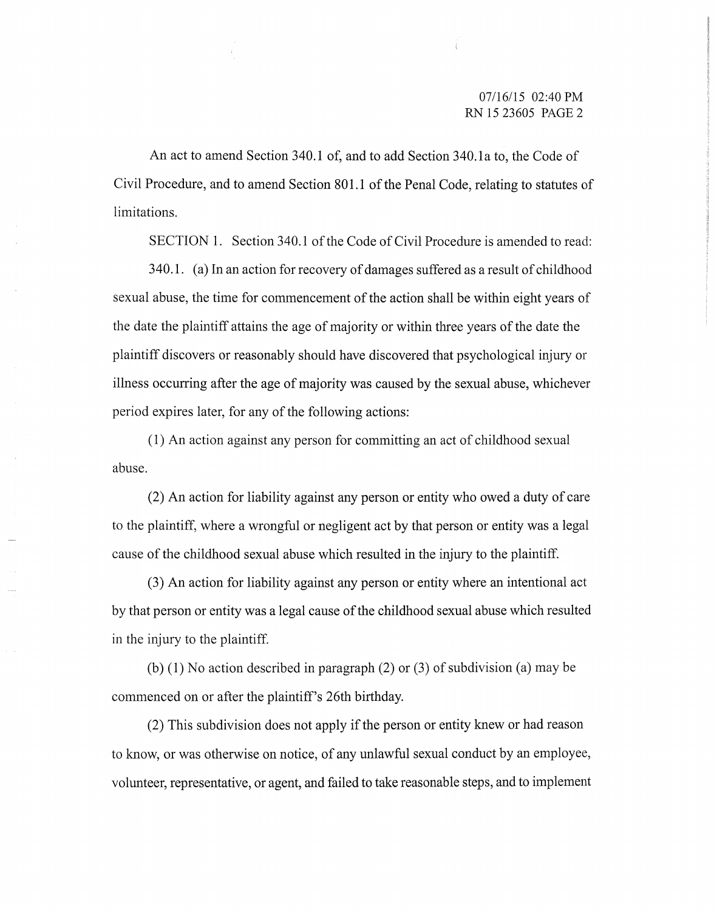An act to amend Section 340.1 of, and to add Section 340.1a to, the Code of Civil Procedure, and to amend Section 801.1 of the Penal Code, relating to statutes of limitations.

SECTION 1. Section 340.1 of the Code of Civil Procedure is amended to read:

340.1. (a) In an action for recovery of damages suffered as a result of childhood sexual abuse, the time for commencement of the action shall be within eight years of the date the plaintiff attains the age of majority or within three years of the date the plaintiff discovers or reasonably should have discovered that psychological injury or illness occurring after the age of majority was caused by the sexual abuse, whichever period expires later, for any of the following actions:

(1) An action against any person for committing an act of childhood sexual abuse.

(2) An action for liability against any person or entity who owed a duty of care to the plaintiff, where a wrongful or negligent act by that person or entity was a legal cause of the childhood sexual abuse which resulted in the injury to the plaintiff.

(3) An action for liability against any person or entity where an intentional act by that person or entity was a legal cause of the childhood sexual abuse which resulted in the injury to the plaintiff.

(b) (1) No action described in paragraph (2) or (3) of subdivision (a) may be commenced on or after the plaintiff's 26th birthday.

(2) This subdivision does not apply if the person or entity knew or had reason to know, or was otherwise on notice, of any unlawful sexual conduct by an employee, volunteer, representative, or agent, and failed to take reasonable steps, and to implement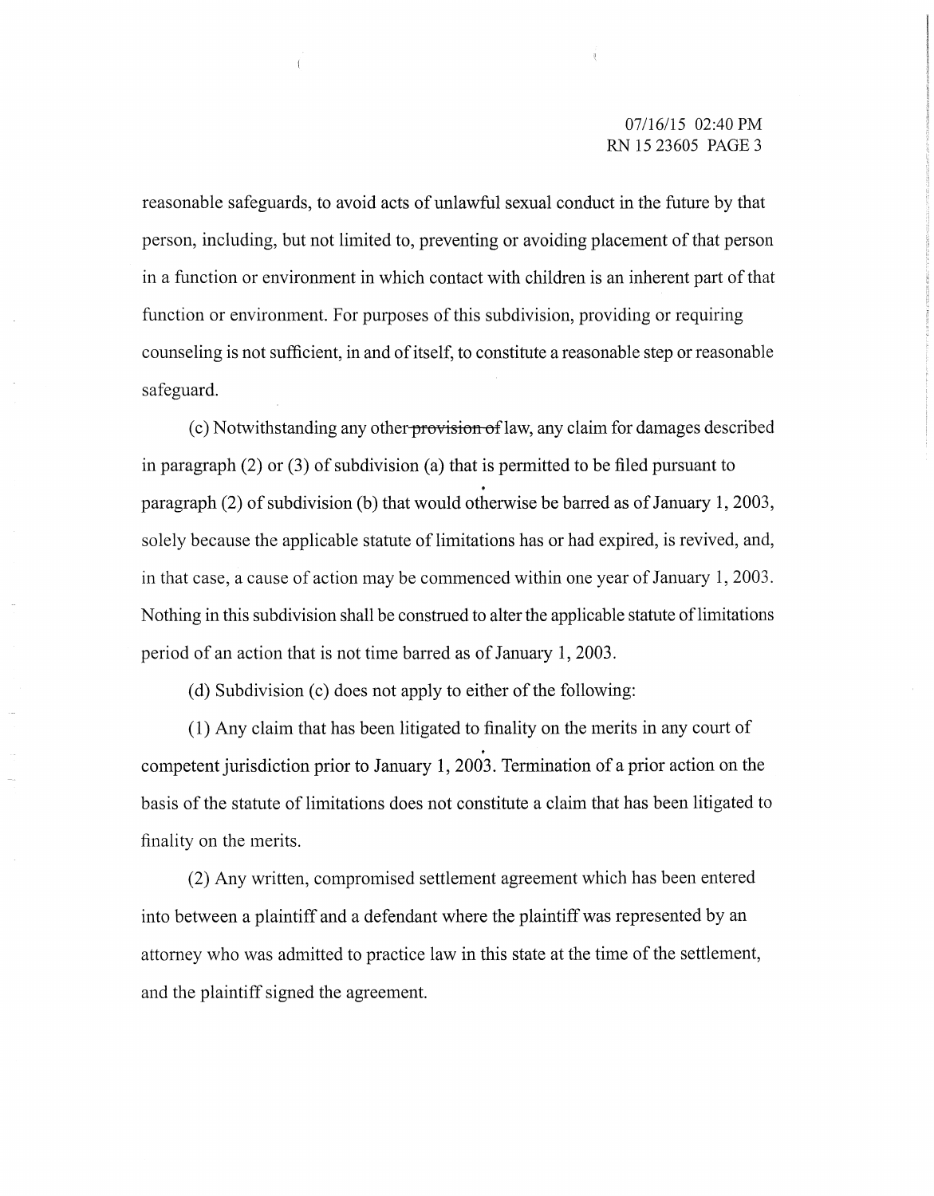reasonable safeguards, to avoid acts of unlawful sexual conduct in the future by that person, including, but not limited to, preventing or avoiding placement of that person in a function or environment in which contact with children is an inherent part of that function or environment. For purposes of this subdivision, providing or requiring counseling is not sufficient, in and of itself, to constitute a reasonable step or reasonable safeguard.

(c) Notwithstanding any other ~~provision of~~ law, any claim for damages described in paragraph (2) or (3) of subdivision (a) that is permitted to be filed pursuant to paragraph (2) of subdivision (b) that would otherwise be barred as of January 1, 2003, solely because the applicable statute of limitations has or had expired, is revived, and, in that case, a cause of action may be commenced within one year of January 1, 2003. Nothing in this subdivision shall be construed to alter the applicable statute of limitations period of an action that is not time barred as of January 1, 2003.

(d) Subdivision (c) does not apply to either of the following:

(1) Any claim that has been litigated to finality on the merits in any court of competent jurisdiction prior to January 1, 2003. Termination of a prior action on the basis of the statute of limitations does not constitute a claim that has been litigated to finality on the merits.

(2) Any written, compromised settlement agreement which has been entered into between a plaintiff and a defendant where the plaintiff was represented by an attorney who was admitted to practice law in this state at the time of the settlement, and the plaintiff signed the agreement.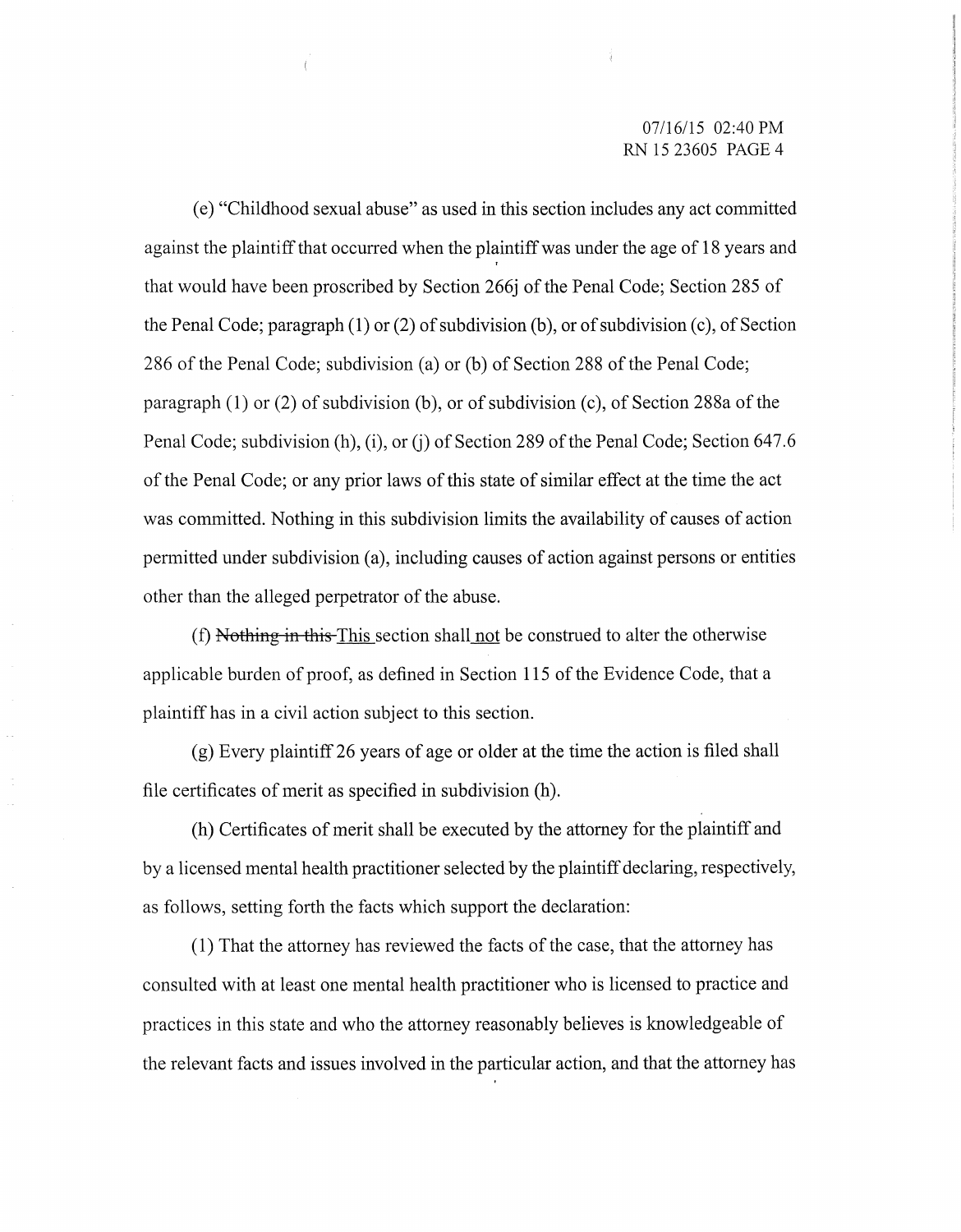(e) "Childhood sexual abuse" as used in this section includes any act committed against the plaintiff that occurred when the plaintiff was under the age of 18 years and that would have been proscribed by Section 266j of the Penal Code; Section 285 of the Penal Code; paragraph (1) or (2) of subdivision (b), or of subdivision (c), of Section 286 of the Penal Code; subdivision (a) or (b) of Section 288 of the Penal Code; paragraph (1) or (2) of subdivision (b), or of subdivision (c), of Section 288a of the Penal Code; subdivision (h), (i), or (j) of Section 289 of the Penal Code; Section 647.6 of the Penal Code; or any prior laws of this state of similar effect at the time the act was committed. Nothing in this subdivision limits the availability of causes of action permitted under subdivision (a), including causes of action against persons or entities other than the alleged perpetrator of the abuse.

(f) ~~Nothing in this~~ This section shall not be construed to alter the otherwise applicable burden of proof, as defined in Section 115 of the Evidence Code, that a plaintiff has in a civil action subject to this section.

(g) Every plaintiff 26 years of age or older at the time the action is filed shall file certificates of merit as specified in subdivision (h).

(h) Certificates of merit shall be executed by the attorney for the plaintiff and by a licensed mental health practitioner selected by the plaintiff declaring, respectively, as follows, setting forth the facts which support the declaration:

(1) That the attorney has reviewed the facts of the case, that the attorney has consulted with at least one mental health practitioner who is licensed to practice and practices in this state and who the attorney reasonably believes is knowledgeable of the relevant facts and issues involved in the particular action, and that the attorney has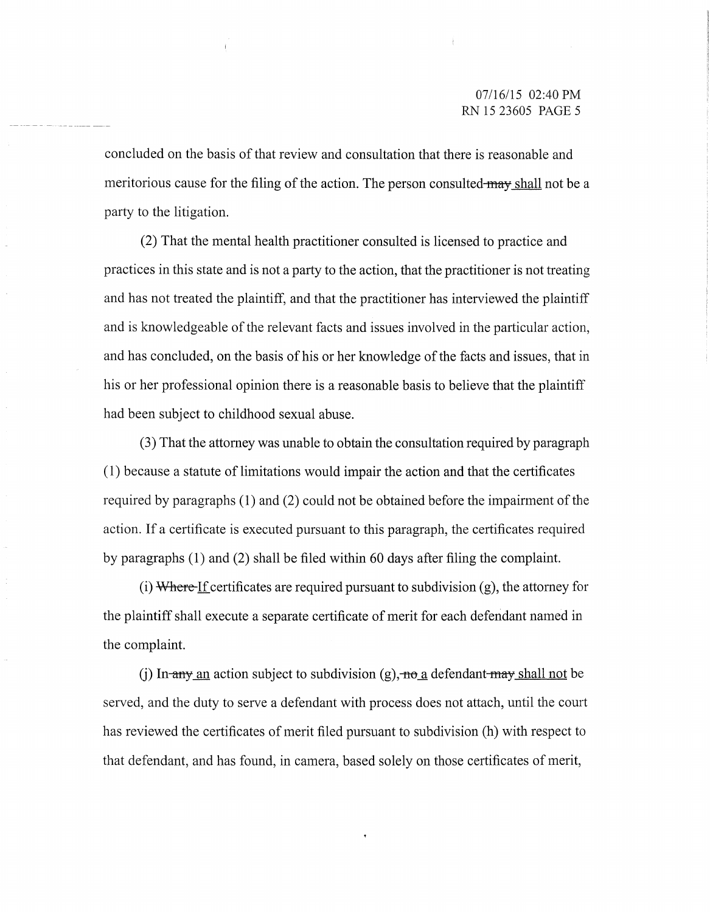concluded on the basis of that review and consultation that there is reasonable and meritorious cause for the filing of the action. The person consulted ~~may~~ <u>shall</u> not be a party to the litigation.

(2) That the mental health practitioner consulted is licensed to practice and practices in this state and is not a party to the action, that the practitioner is not treating and has not treated the plaintiff, and that the practitioner has interviewed the plaintiff and is knowledgeable of the relevant facts and issues involved in the particular action, and has concluded, on the basis of his or her knowledge of the facts and issues, that in his or her professional opinion there is a reasonable basis to believe that the plaintiff had been subject to childhood sexual abuse.

(3) That the attorney was unable to obtain the consultation required by paragraph (1) because a statute of limitations would impair the action and that the certificates required by paragraphs (1) and (2) could not be obtained before the impairment of the action. If a certificate is executed pursuant to this paragraph, the certificates required by paragraphs (1) and (2) shall be filed within 60 days after filing the complaint.

(i) ~~Where~~ <u>If</u> certificates are required pursuant to subdivision (g), the attorney for the plaintiff shall execute a separate certificate of merit for each defendant named in the complaint.

(j) In ~~any~~ <u>an</u> action subject to subdivision (g), ~~no~~ <u>a</u> defendant ~~may~~ <u>shall not</u> be served, and the duty to serve a defendant with process does not attach, until the court has reviewed the certificates of merit filed pursuant to subdivision (h) with respect to that defendant, and has found, in camera, based solely on those certificates of merit,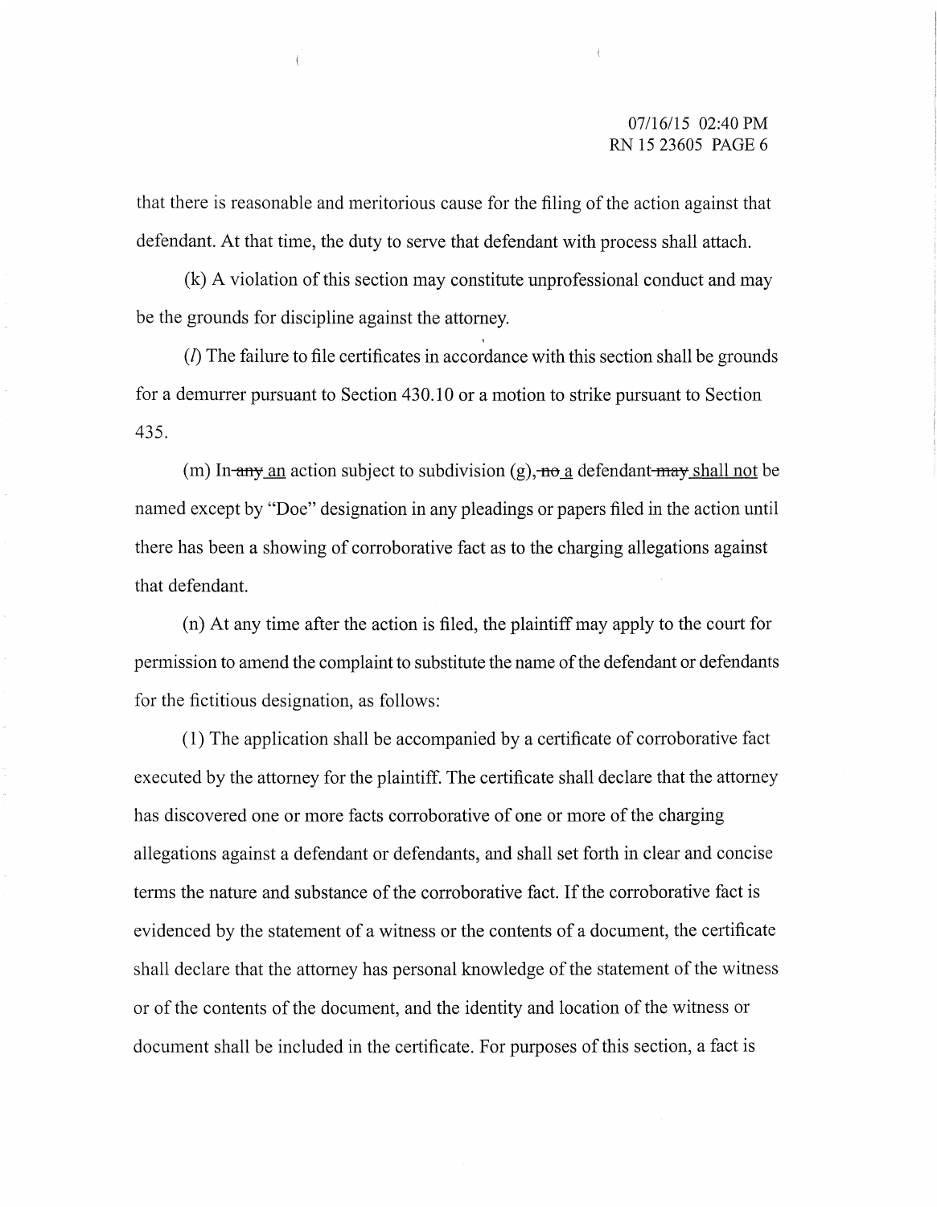that there is reasonable and meritorious cause for the filing of the action against that defendant. At that time, the duty to serve that defendant with process shall attach.

(k) A violation of this section may constitute unprofessional conduct and may be the grounds for discipline against the attorney.

(*l*) The failure to file certificates in accordance with this section shall be grounds for a demurrer pursuant to Section 430.10 or a motion to strike pursuant to Section 435.

(m) In ~~any~~ an action subject to subdivision (g), ~~no~~ a defendant ~~may~~ shall not be named except by "Doe" designation in any pleadings or papers filed in the action until there has been a showing of corroborative fact as to the charging allegations against that defendant.

(n) At any time after the action is filed, the plaintiff may apply to the court for permission to amend the complaint to substitute the name of the defendant or defendants for the fictitious designation, as follows:

(1) The application shall be accompanied by a certificate of corroborative fact executed by the attorney for the plaintiff. The certificate shall declare that the attorney has discovered one or more facts corroborative of one or more of the charging allegations against a defendant or defendants, and shall set forth in clear and concise terms the nature and substance of the corroborative fact. If the corroborative fact is evidenced by the statement of a witness or the contents of a document, the certificate shall declare that the attorney has personal knowledge of the statement of the witness or of the contents of the document, and the identity and location of the witness or document shall be included in the certificate. For purposes of this section, a fact is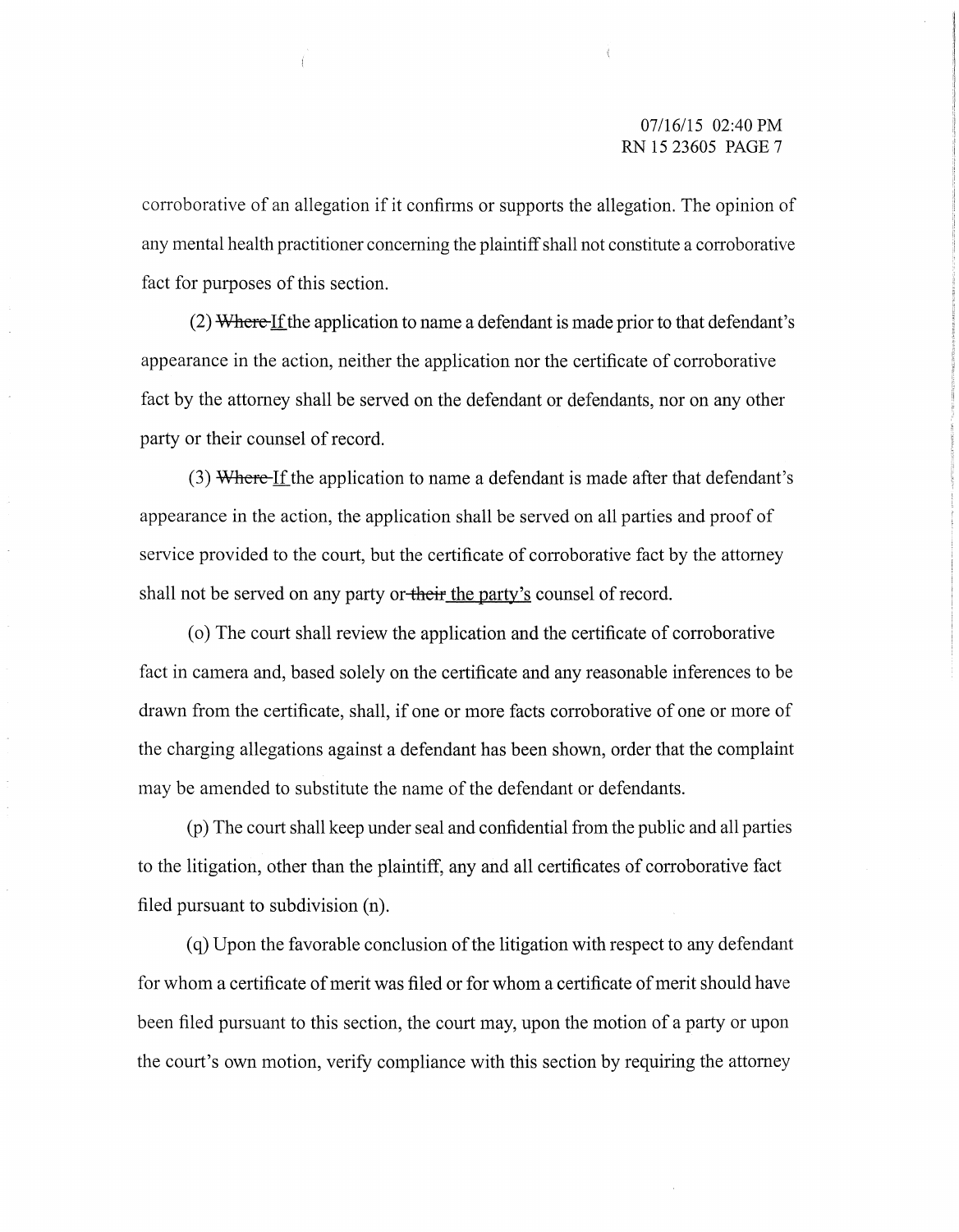corroborative of an allegation if it confirms or supports the allegation. The opinion of any mental health practitioner concerning the plaintiff shall not constitute a corroborative fact for purposes of this section.

(2) ~~Where~~ <u>If</u> the application to name a defendant is made prior to that defendant's appearance in the action, neither the application nor the certificate of corroborative fact by the attorney shall be served on the defendant or defendants, nor on any other party or their counsel of record.

(3) ~~Where~~ <u>If</u> the application to name a defendant is made after that defendant's appearance in the action, the application shall be served on all parties and proof of service provided to the court, but the certificate of corroborative fact by the attorney shall not be served on any party or ~~their~~ <u>the party's</u> counsel of record.

(o) The court shall review the application and the certificate of corroborative fact in camera and, based solely on the certificate and any reasonable inferences to be drawn from the certificate, shall, if one or more facts corroborative of one or more of the charging allegations against a defendant has been shown, order that the complaint may be amended to substitute the name of the defendant or defendants.

(p) The court shall keep under seal and confidential from the public and all parties to the litigation, other than the plaintiff, any and all certificates of corroborative fact filed pursuant to subdivision (n).

(q) Upon the favorable conclusion of the litigation with respect to any defendant for whom a certificate of merit was filed or for whom a certificate of merit should have been filed pursuant to this section, the court may, upon the motion of a party or upon the court's own motion, verify compliance with this section by requiring the attorney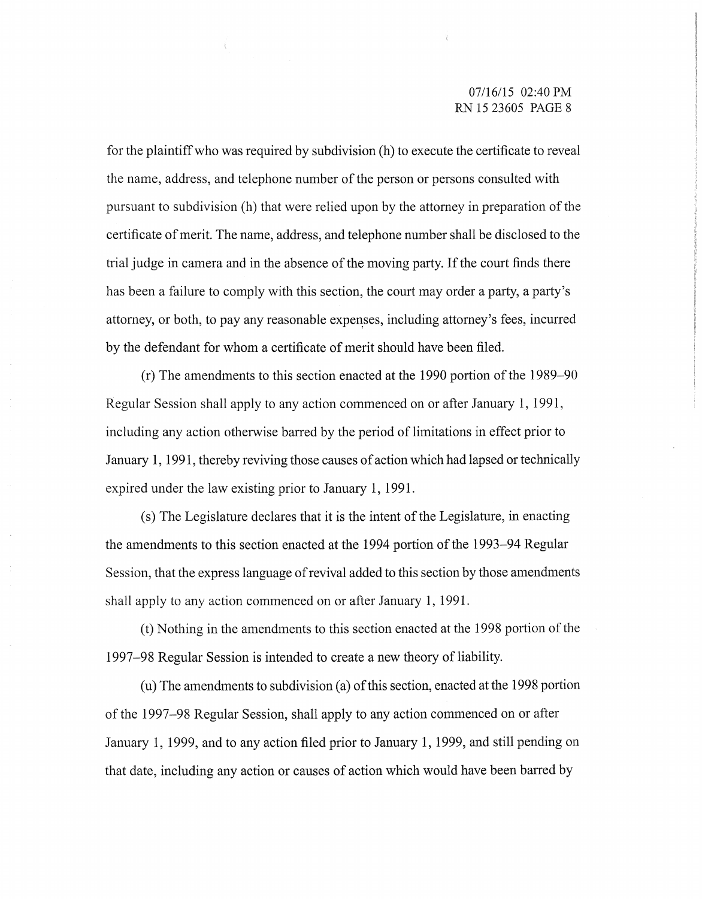for the plaintiff who was required by subdivision (h) to execute the certificate to reveal the name, address, and telephone number of the person or persons consulted with pursuant to subdivision (h) that were relied upon by the attorney in preparation of the certificate of merit. The name, address, and telephone number shall be disclosed to the trial judge in camera and in the absence of the moving party. If the court finds there has been a failure to comply with this section, the court may order a party, a party's attorney, or both, to pay any reasonable expenses, including attorney's fees, incurred by the defendant for whom a certificate of merit should have been filed.

(r) The amendments to this section enacted at the 1990 portion of the 1989–90 Regular Session shall apply to any action commenced on or after January 1, 1991, including any action otherwise barred by the period of limitations in effect prior to January 1, 1991, thereby reviving those causes of action which had lapsed or technically expired under the law existing prior to January 1, 1991.

(s) The Legislature declares that it is the intent of the Legislature, in enacting the amendments to this section enacted at the 1994 portion of the 1993–94 Regular Session, that the express language of revival added to this section by those amendments shall apply to any action commenced on or after January 1, 1991.

(t) Nothing in the amendments to this section enacted at the 1998 portion of the 1997–98 Regular Session is intended to create a new theory of liability.

(u) The amendments to subdivision (a) of this section, enacted at the 1998 portion of the 1997–98 Regular Session, shall apply to any action commenced on or after January 1, 1999, and to any action filed prior to January 1, 1999, and still pending on that date, including any action or causes of action which would have been barred by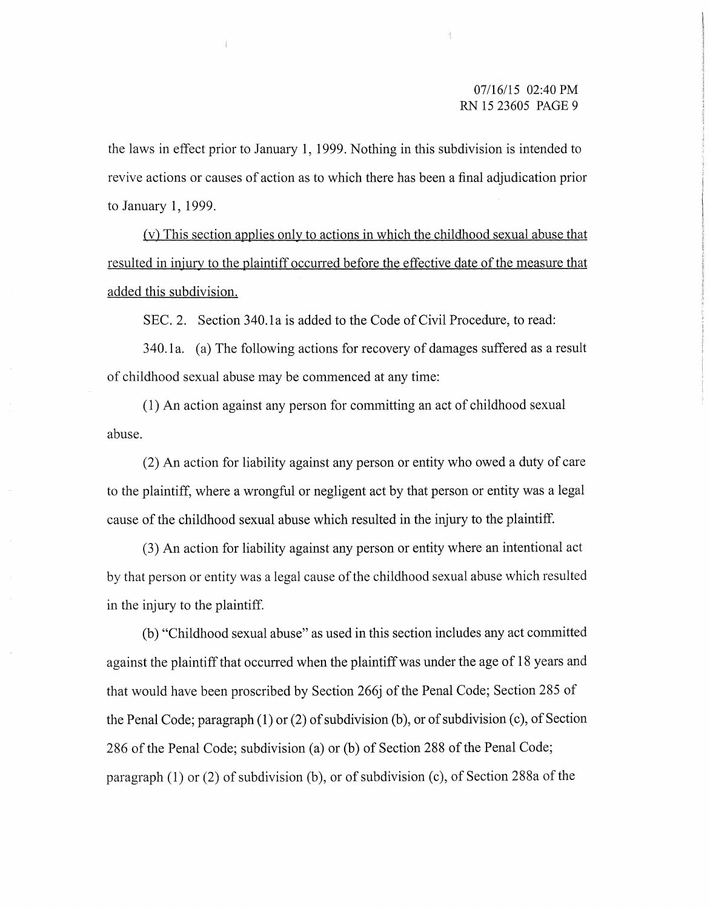the laws in effect prior to January 1, 1999. Nothing in this subdivision is intended to revive actions or causes of action as to which there has been a final adjudication prior to January 1, 1999.

<u>(v) This section applies only to actions in which the childhood sexual abuse that resulted in injury to the plaintiff occurred before the effective date of the measure that added this subdivision.</u>

SEC. 2. Section 340.1a is added to the Code of Civil Procedure, to read:

340.1a. (a) The following actions for recovery of damages suffered as a result of childhood sexual abuse may be commenced at any time:

(1) An action against any person for committing an act of childhood sexual abuse.

(2) An action for liability against any person or entity who owed a duty of care to the plaintiff, where a wrongful or negligent act by that person or entity was a legal cause of the childhood sexual abuse which resulted in the injury to the plaintiff.

(3) An action for liability against any person or entity where an intentional act by that person or entity was a legal cause of the childhood sexual abuse which resulted in the injury to the plaintiff.

(b) "Childhood sexual abuse" as used in this section includes any act committed against the plaintiff that occurred when the plaintiff was under the age of 18 years and that would have been proscribed by Section 266j of the Penal Code; Section 285 of the Penal Code; paragraph (1) or (2) of subdivision (b), or of subdivision (c), of Section 286 of the Penal Code; subdivision (a) or (b) of Section 288 of the Penal Code; paragraph (1) or (2) of subdivision (b), or of subdivision (c), of Section 288a of the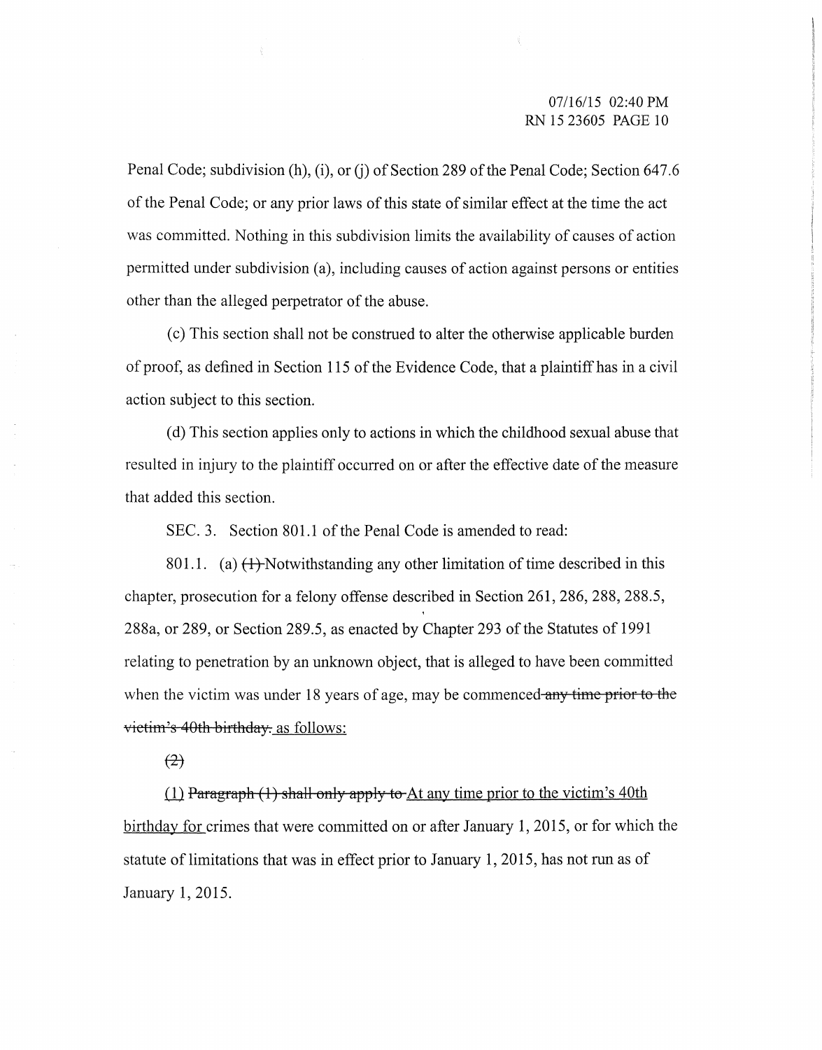Penal Code; subdivision (h), (i), or (j) of Section 289 of the Penal Code; Section 647.6 of the Penal Code; or any prior laws of this state of similar effect at the time the act was committed. Nothing in this subdivision limits the availability of causes of action permitted under subdivision (a), including causes of action against persons or entities other than the alleged perpetrator of the abuse.

(c) This section shall not be construed to alter the otherwise applicable burden of proof, as defined in Section 115 of the Evidence Code, that a plaintiff has in a civil action subject to this section.

(d) This section applies only to actions in which the childhood sexual abuse that resulted in injury to the plaintiff occurred on or after the effective date of the measure that added this section.

SEC. 3. Section 801.1 of the Penal Code is amended to read:

801.1. (a) ~~(1)~~ Notwithstanding any other limitation of time described in this chapter, prosecution for a felony offense described in Section 261, 286, 288, 288.5, 288a, or 289, or Section 289.5, as enacted by Chapter 293 of the Statutes of 1991 relating to penetration by an unknown object, that is alleged to have been committed when the victim was under 18 years of age, may be commenced ~~any time prior to the victim's 40th birthday.~~ as follows:

~~(2)~~

(1) ~~Paragraph (1) shall only apply to~~ At any time prior to the victim's 40th birthday for crimes that were committed on or after January 1, 2015, or for which the statute of limitations that was in effect prior to January 1, 2015, has not run as of January 1, 2015.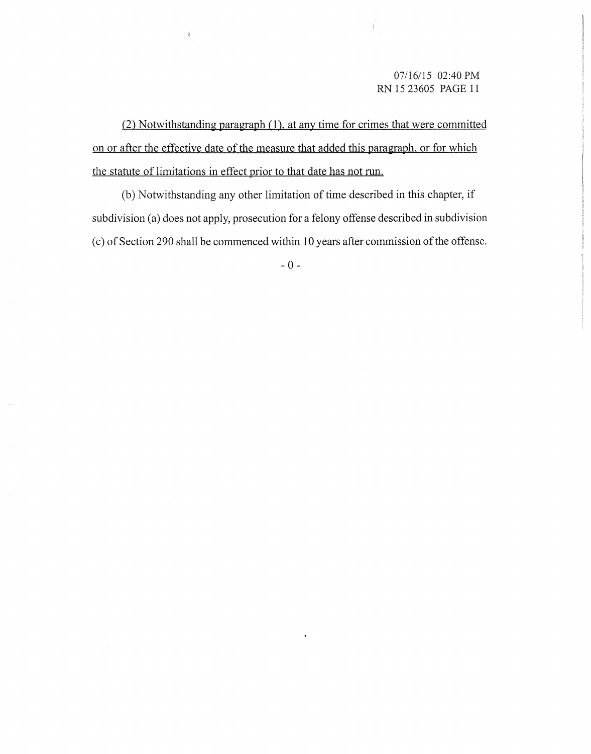(2) Notwithstanding paragraph (1), at any time for crimes that were committed on or after the effective date of the measure that added this paragraph, or for which the statute of limitations in effect prior to that date has not run.

(b) Notwithstanding any other limitation of time described in this chapter, if subdivision (a) does not apply, prosecution for a felony offense described in subdivision (c) of Section 290 shall be commenced within 10 years after commission of the offense.

- 0 -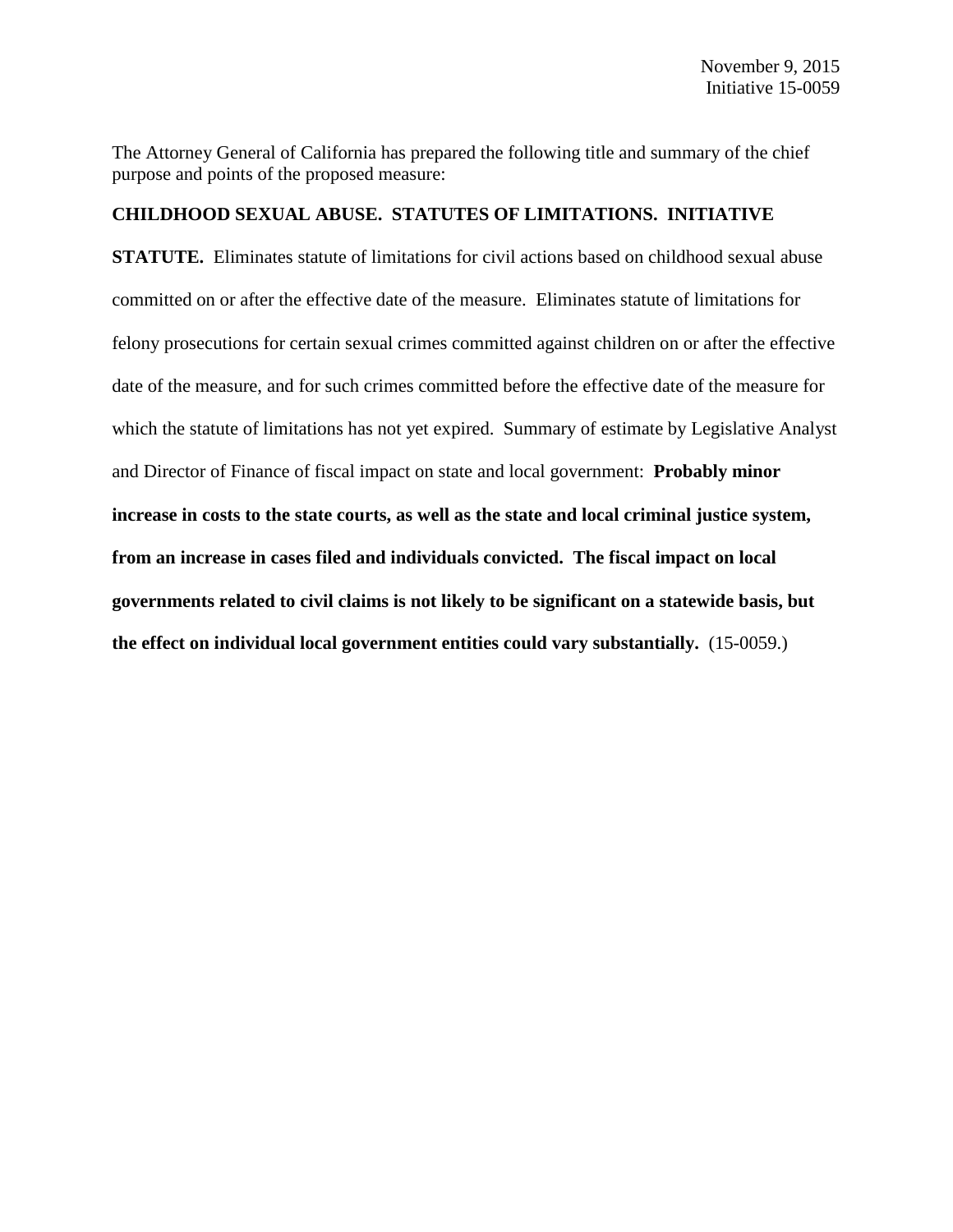November 9, 2015
Initiative 15-0059

The Attorney General of California has prepared the following title and summary of the chief purpose and points of the proposed measure:

**CHILDHOOD SEXUAL ABUSE. STATUTES OF LIMITATIONS. INITIATIVE STATUTE.** Eliminates statute of limitations for civil actions based on childhood sexual abuse committed on or after the effective date of the measure. Eliminates statute of limitations for felony prosecutions for certain sexual crimes committed against children on or after the effective date of the measure, and for such crimes committed before the effective date of the measure for which the statute of limitations has not yet expired. Summary of estimate by Legislative Analyst and Director of Finance of fiscal impact on state and local government: **Probably minor increase in costs to the state courts, as well as the state and local criminal justice system, from an increase in cases filed and individuals convicted. The fiscal impact on local governments related to civil claims is not likely to be significant on a statewide basis, but the effect on individual local government entities could vary substantially.** (15-0059.)